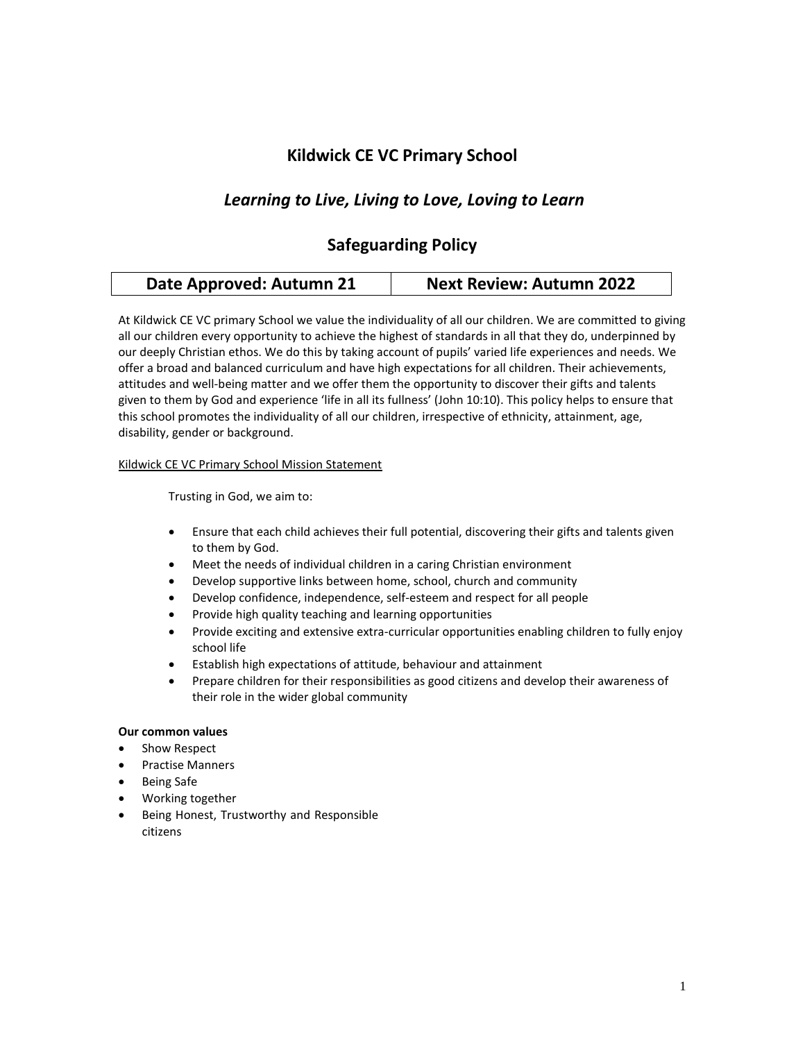# Kildwick CE VC Primary School

## *Learning to Live, Living to Love, Loving to Learn*

## Safeguarding Policy

| Date Approved: Autumn 21 | Next Review: Autumn 2022 |
| --- | --- |

At Kildwick CE VC primary School we value the individuality of all our children. We are committed to giving all our children every opportunity to achieve the highest of standards in all that they do, underpinned by our deeply Christian ethos. We do this by taking account of pupils' varied life experiences and needs. We offer a broad and balanced curriculum and have high expectations for all children. Their achievements, attitudes and well-being matter and we offer them the opportunity to discover their gifts and talents given to them by God and experience 'life in all its fullness' (John 10:10). This policy helps to ensure that this school promotes the individuality of all our children, irrespective of ethnicity, attainment, age, disability, gender or background.

Kildwick CE VC Primary School Mission Statement

Trusting in God, we aim to:

- Ensure that each child achieves their full potential, discovering their gifts and talents given to them by God.
- Meet the needs of individual children in a caring Christian environment
- Develop supportive links between home, school, church and community
- Develop confidence, independence, self-esteem and respect for all people
- Provide high quality teaching and learning opportunities
- Provide exciting and extensive extra-curricular opportunities enabling children to fully enjoy school life
- Establish high expectations of attitude, behaviour and attainment
- Prepare children for their responsibilities as good citizens and develop their awareness of their role in the wider global community

**Our common values**

- Show Respect
- Practise Manners
- Being Safe
- Working together
- Being Honest, Trustworthy and Responsible citizens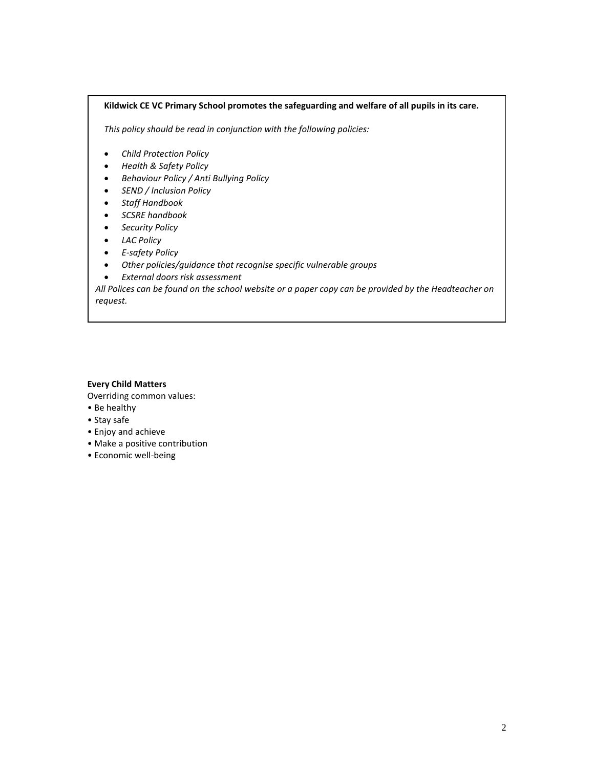**Kildwick CE VC Primary School promotes the safeguarding and welfare of all pupils in its care.**

*This policy should be read in conjunction with the following policies:*

- *Child Protection Policy*
- *Health & Safety Policy*
- *Behaviour Policy / Anti Bullying Policy*
- *SEND / Inclusion Policy*
- *Staff Handbook*
- *SCSRE handbook*
- *Security Policy*
- *LAC Policy*
- *E-safety Policy*
- *Other policies/guidance that recognise specific vulnerable groups*
- *External doors risk assessment*

*All Polices can be found on the school website or a paper copy can be provided by the Headteacher on request.*

**Every Child Matters**

Overriding common values:

- Be healthy
- Stay safe
- Enjoy and achieve
- Make a positive contribution
- Economic well-being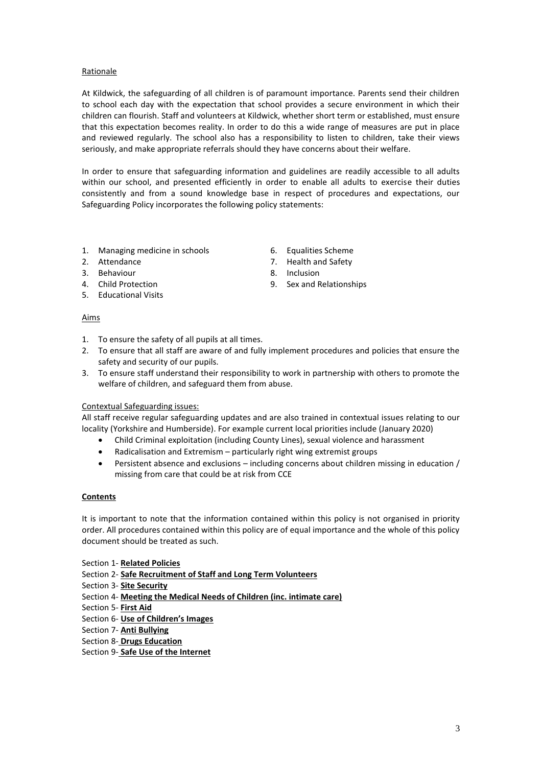## Rationale

At Kildwick, the safeguarding of all children is of paramount importance. Parents send their children to school each day with the expectation that school provides a secure environment in which their children can flourish. Staff and volunteers at Kildwick, whether short term or established, must ensure that this expectation becomes reality. In order to do this a wide range of measures are put in place and reviewed regularly. The school also has a responsibility to listen to children, take their views seriously, and make appropriate referrals should they have concerns about their welfare.

In order to ensure that safeguarding information and guidelines are readily accessible to all adults within our school, and presented efficiently in order to enable all adults to exercise their duties consistently and from a sound knowledge base in respect of procedures and expectations, our Safeguarding Policy incorporates the following policy statements:

1. Managing medicine in schools
2. Attendance
3. Behaviour
4. Child Protection
5. Educational Visits
6. Equalities Scheme
7. Health and Safety
8. Inclusion
9. Sex and Relationships

## Aims

1. To ensure the safety of all pupils at all times.
2. To ensure that all staff are aware of and fully implement procedures and policies that ensure the safety and security of our pupils.
3. To ensure staff understand their responsibility to work in partnership with others to promote the welfare of children, and safeguard them from abuse.

## Contextual Safeguarding issues:

All staff receive regular safeguarding updates and are also trained in contextual issues relating to our locality (Yorkshire and Humberside). For example current local priorities include (January 2020)

- Child Criminal exploitation (including County Lines), sexual violence and harassment
- Radicalisation and Extremism – particularly right wing extremist groups
- Persistent absence and exclusions – including concerns about children missing in education / missing from care that could be at risk from CCE

## **Contents**

It is important to note that the information contained within this policy is not organised in priority order. All procedures contained within this policy are of equal importance and the whole of this policy document should be treated as such.

Section 1- **Related Policies**
Section 2- **Safe Recruitment of Staff and Long Term Volunteers**
Section 3- **Site Security**
Section 4- **Meeting the Medical Needs of Children (inc. intimate care)**
Section 5- **First Aid**
Section 6- **Use of Children's Images**
Section 7- **Anti Bullying**
Section 8- **Drugs Education**
Section 9- **Safe Use of the Internet**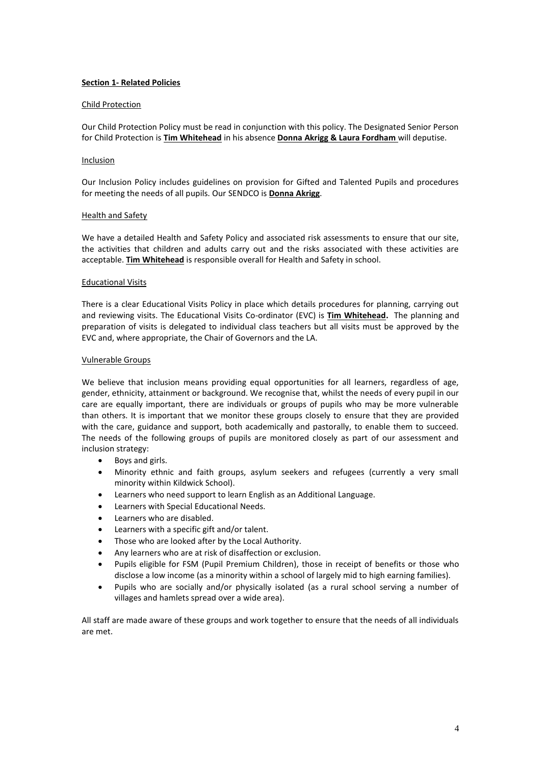## **Section 1- Related Policies**

### Child Protection

Our Child Protection Policy must be read in conjunction with this policy. The Designated Senior Person for Child Protection is **Tim Whitehead** in his absence **Donna Akrigg & Laura Fordham** will deputise.

### Inclusion

Our Inclusion Policy includes guidelines on provision for Gifted and Talented Pupils and procedures for meeting the needs of all pupils. Our SENDCO is **Donna Akrigg**.

### Health and Safety

We have a detailed Health and Safety Policy and associated risk assessments to ensure that our site, the activities that children and adults carry out and the risks associated with these activities are acceptable. **Tim Whitehead** is responsible overall for Health and Safety in school.

### Educational Visits

There is a clear Educational Visits Policy in place which details procedures for planning, carrying out and reviewing visits. The Educational Visits Co-ordinator (EVC) is **Tim Whitehead.** The planning and preparation of visits is delegated to individual class teachers but all visits must be approved by the EVC and, where appropriate, the Chair of Governors and the LA.

### Vulnerable Groups

We believe that inclusion means providing equal opportunities for all learners, regardless of age, gender, ethnicity, attainment or background. We recognise that, whilst the needs of every pupil in our care are equally important, there are individuals or groups of pupils who may be more vulnerable than others. It is important that we monitor these groups closely to ensure that they are provided with the care, guidance and support, both academically and pastorally, to enable them to succeed. The needs of the following groups of pupils are monitored closely as part of our assessment and inclusion strategy:

- Boys and girls.
- Minority ethnic and faith groups, asylum seekers and refugees (currently a very small minority within Kildwick School).
- Learners who need support to learn English as an Additional Language.
- Learners with Special Educational Needs.
- Learners who are disabled.
- Learners with a specific gift and/or talent.
- Those who are looked after by the Local Authority.
- Any learners who are at risk of disaffection or exclusion.
- Pupils eligible for FSM (Pupil Premium Children), those in receipt of benefits or those who disclose a low income (as a minority within a school of largely mid to high earning families).
- Pupils who are socially and/or physically isolated (as a rural school serving a number of villages and hamlets spread over a wide area).

All staff are made aware of these groups and work together to ensure that the needs of all individuals are met.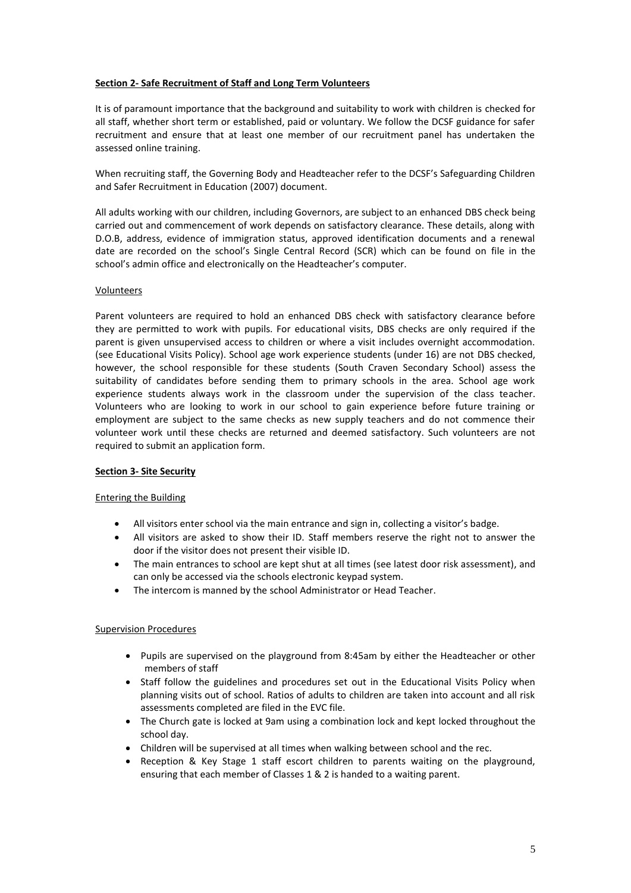## Section 2- Safe Recruitment of Staff and Long Term Volunteers

It is of paramount importance that the background and suitability to work with children is checked for all staff, whether short term or established, paid or voluntary. We follow the DCSF guidance for safer recruitment and ensure that at least one member of our recruitment panel has undertaken the assessed online training.

When recruiting staff, the Governing Body and Headteacher refer to the DCSF's Safeguarding Children and Safer Recruitment in Education (2007) document.

All adults working with our children, including Governors, are subject to an enhanced DBS check being carried out and commencement of work depends on satisfactory clearance. These details, along with D.O.B, address, evidence of immigration status, approved identification documents and a renewal date are recorded on the school's Single Central Record (SCR) which can be found on file in the school's admin office and electronically on the Headteacher's computer.

### Volunteers

Parent volunteers are required to hold an enhanced DBS check with satisfactory clearance before they are permitted to work with pupils. For educational visits, DBS checks are only required if the parent is given unsupervised access to children or where a visit includes overnight accommodation. (see Educational Visits Policy). School age work experience students (under 16) are not DBS checked, however, the school responsible for these students (South Craven Secondary School) assess the suitability of candidates before sending them to primary schools in the area. School age work experience students always work in the classroom under the supervision of the class teacher. Volunteers who are looking to work in our school to gain experience before future training or employment are subject to the same checks as new supply teachers and do not commence their volunteer work until these checks are returned and deemed satisfactory. Such volunteers are not required to submit an application form.

## Section 3- Site Security

### Entering the Building

- All visitors enter school via the main entrance and sign in, collecting a visitor's badge.
- All visitors are asked to show their ID. Staff members reserve the right not to answer the door if the visitor does not present their visible ID.
- The main entrances to school are kept shut at all times (see latest door risk assessment), and can only be accessed via the schools electronic keypad system.
- The intercom is manned by the school Administrator or Head Teacher.

### Supervision Procedures

- Pupils are supervised on the playground from 8:45am by either the Headteacher or other members of staff
- Staff follow the guidelines and procedures set out in the Educational Visits Policy when planning visits out of school. Ratios of adults to children are taken into account and all risk assessments completed are filed in the EVC file.
- The Church gate is locked at 9am using a combination lock and kept locked throughout the school day.
- Children will be supervised at all times when walking between school and the rec.
- Reception & Key Stage 1 staff escort children to parents waiting on the playground, ensuring that each member of Classes 1 & 2 is handed to a waiting parent.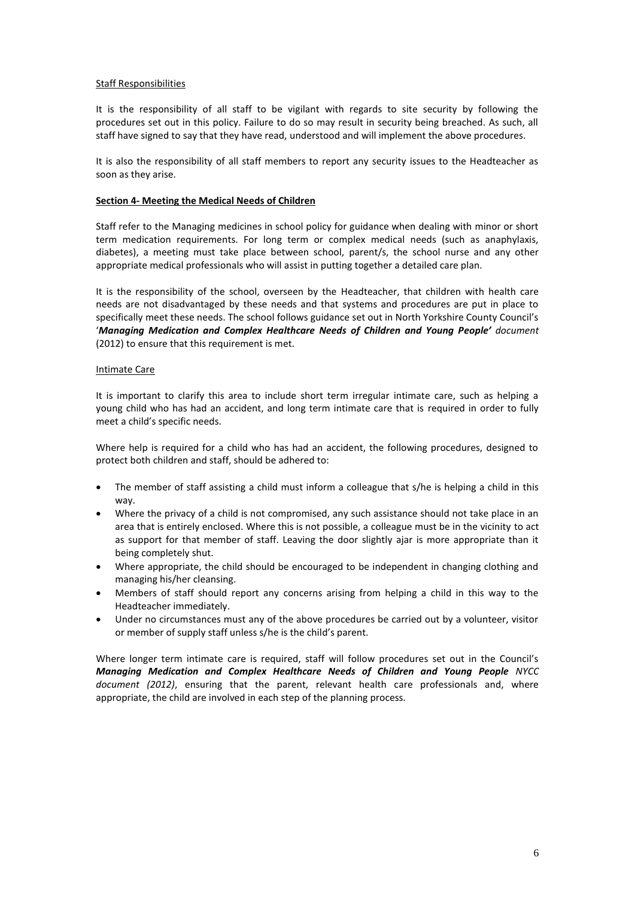Staff Responsibilities

It is the responsibility of all staff to be vigilant with regards to site security by following the procedures set out in this policy. Failure to do so may result in security being breached. As such, all staff have signed to say that they have read, understood and will implement the above procedures.

It is also the responsibility of all staff members to report any security issues to the Headteacher as soon as they arise.

## Section 4- Meeting the Medical Needs of Children

Staff refer to the Managing medicines in school policy for guidance when dealing with minor or short term medication requirements. For long term or complex medical needs (such as anaphylaxis, diabetes), a meeting must take place between school, parent/s, the school nurse and any other appropriate medical professionals who will assist in putting together a detailed care plan.

It is the responsibility of the school, overseen by the Headteacher, that children with health care needs are not disadvantaged by these needs and that systems and procedures are put in place to specifically meet these needs. The school follows guidance set out in North Yorkshire County Council's '***Managing Medication and Complex Healthcare Needs of Children and Young People'*** *document* (2012) to ensure that this requirement is met.

Intimate Care

It is important to clarify this area to include short term irregular intimate care, such as helping a young child who has had an accident, and long term intimate care that is required in order to fully meet a child's specific needs.

Where help is required for a child who has had an accident, the following procedures, designed to protect both children and staff, should be adhered to:

- The member of staff assisting a child must inform a colleague that s/he is helping a child in this way.
- Where the privacy of a child is not compromised, any such assistance should not take place in an area that is entirely enclosed. Where this is not possible, a colleague must be in the vicinity to act as support for that member of staff. Leaving the door slightly ajar is more appropriate than it being completely shut.
- Where appropriate, the child should be encouraged to be independent in changing clothing and managing his/her cleansing.
- Members of staff should report any concerns arising from helping a child in this way to the Headteacher immediately.
- Under no circumstances must any of the above procedures be carried out by a volunteer, visitor or member of supply staff unless s/he is the child's parent.

Where longer term intimate care is required, staff will follow procedures set out in the Council's ***Managing Medication and Complex Healthcare Needs of Children and Young People*** *NYCC document (2012)*, ensuring that the parent, relevant health care professionals and, where appropriate, the child are involved in each step of the planning process.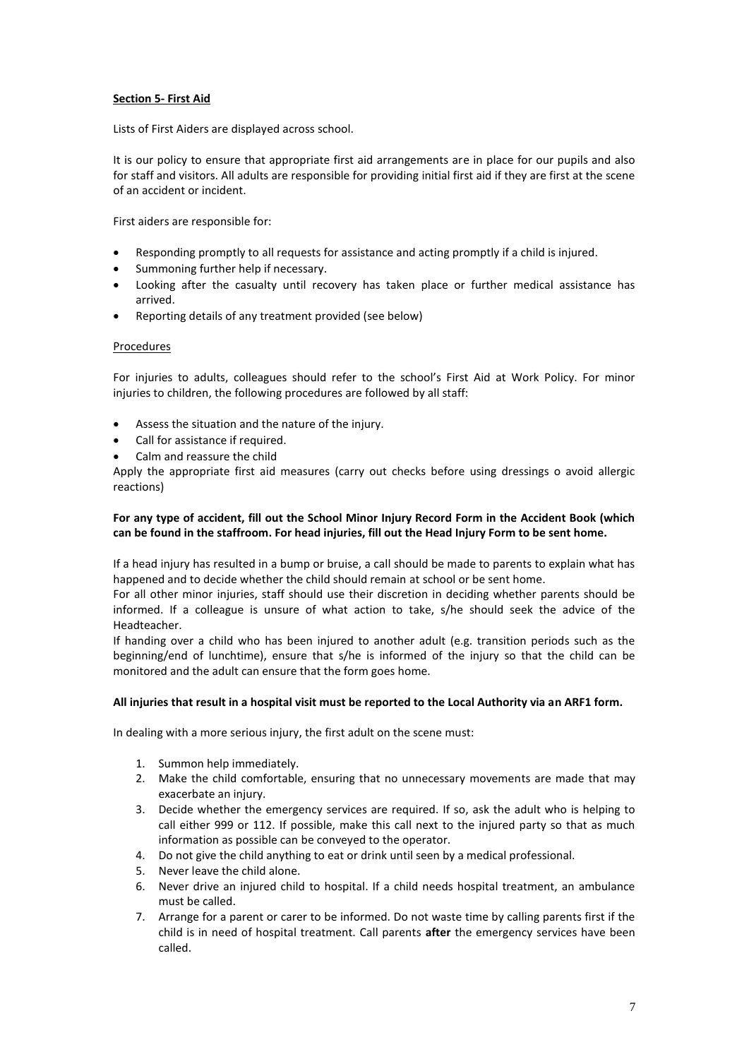**<u>Section 5- First Aid</u>**

Lists of First Aiders are displayed across school.

It is our policy to ensure that appropriate first aid arrangements are in place for our pupils and also for staff and visitors. All adults are responsible for providing initial first aid if they are first at the scene of an accident or incident.

First aiders are responsible for:

- Responding promptly to all requests for assistance and acting promptly if a child is injured.
- Summoning further help if necessary.
- Looking after the casualty until recovery has taken place or further medical assistance has arrived.
- Reporting details of any treatment provided (see below)

<u>Procedures</u>

For injuries to adults, colleagues should refer to the school's First Aid at Work Policy. For minor injuries to children, the following procedures are followed by all staff:

- Assess the situation and the nature of the injury.
- Call for assistance if required.
- Calm and reassure the child

Apply the appropriate first aid measures (carry out checks before using dressings o avoid allergic reactions)

**For any type of accident, fill out the School Minor Injury Record Form in the Accident Book (which can be found in the staffroom. For head injuries, fill out the Head Injury Form to be sent home.**

If a head injury has resulted in a bump or bruise, a call should be made to parents to explain what has happened and to decide whether the child should remain at school or be sent home.

For all other minor injuries, staff should use their discretion in deciding whether parents should be informed. If a colleague is unsure of what action to take, s/he should seek the advice of the Headteacher.

If handing over a child who has been injured to another adult (e.g. transition periods such as the beginning/end of lunchtime), ensure that s/he is informed of the injury so that the child can be monitored and the adult can ensure that the form goes home.

**All injuries that result in a hospital visit must be reported to the Local Authority via an ARF1 form.**

In dealing with a more serious injury, the first adult on the scene must:

1. Summon help immediately.
2. Make the child comfortable, ensuring that no unnecessary movements are made that may exacerbate an injury.
3. Decide whether the emergency services are required. If so, ask the adult who is helping to call either 999 or 112. If possible, make this call next to the injured party so that as much information as possible can be conveyed to the operator.
4. Do not give the child anything to eat or drink until seen by a medical professional.
5. Never leave the child alone.
6. Never drive an injured child to hospital. If a child needs hospital treatment, an ambulance must be called.
7. Arrange for a parent or carer to be informed. Do not waste time by calling parents first if the child is in need of hospital treatment. Call parents **after** the emergency services have been called.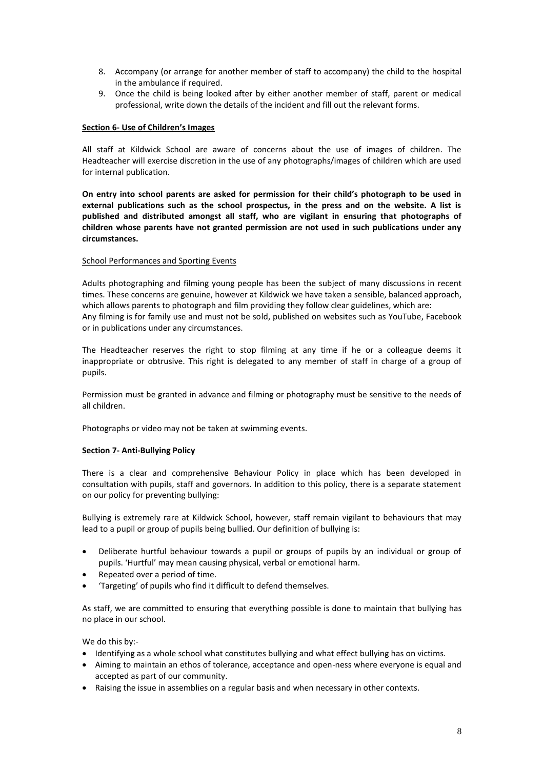8. Accompany (or arrange for another member of staff to accompany) the child to the hospital in the ambulance if required.
9. Once the child is being looked after by either another member of staff, parent or medical professional, write down the details of the incident and fill out the relevant forms.

**Section 6- Use of Children's Images**

All staff at Kildwick School are aware of concerns about the use of images of children. The Headteacher will exercise discretion in the use of any photographs/images of children which are used for internal publication.

**On entry into school parents are asked for permission for their child's photograph to be used in external publications such as the school prospectus, in the press and on the website. A list is published and distributed amongst all staff, who are vigilant in ensuring that photographs of children whose parents have not granted permission are not used in such publications under any circumstances.**

School Performances and Sporting Events

Adults photographing and filming young people has been the subject of many discussions in recent times. These concerns are genuine, however at Kildwick we have taken a sensible, balanced approach, which allows parents to photograph and film providing they follow clear guidelines, which are:
Any filming is for family use and must not be sold, published on websites such as YouTube, Facebook or in publications under any circumstances.

The Headteacher reserves the right to stop filming at any time if he or a colleague deems it inappropriate or obtrusive. This right is delegated to any member of staff in charge of a group of pupils.

Permission must be granted in advance and filming or photography must be sensitive to the needs of all children.

Photographs or video may not be taken at swimming events.

**Section 7- Anti-Bullying Policy**

There is a clear and comprehensive Behaviour Policy in place which has been developed in consultation with pupils, staff and governors. In addition to this policy, there is a separate statement on our policy for preventing bullying:

Bullying is extremely rare at Kildwick School, however, staff remain vigilant to behaviours that may lead to a pupil or group of pupils being bullied. Our definition of bullying is:

- Deliberate hurtful behaviour towards a pupil or groups of pupils by an individual or group of pupils. 'Hurtful' may mean causing physical, verbal or emotional harm.
- Repeated over a period of time.
- 'Targeting' of pupils who find it difficult to defend themselves.

As staff, we are committed to ensuring that everything possible is done to maintain that bullying has no place in our school.

We do this by:-

- Identifying as a whole school what constitutes bullying and what effect bullying has on victims.
- Aiming to maintain an ethos of tolerance, acceptance and open-ness where everyone is equal and accepted as part of our community.
- Raising the issue in assemblies on a regular basis and when necessary in other contexts.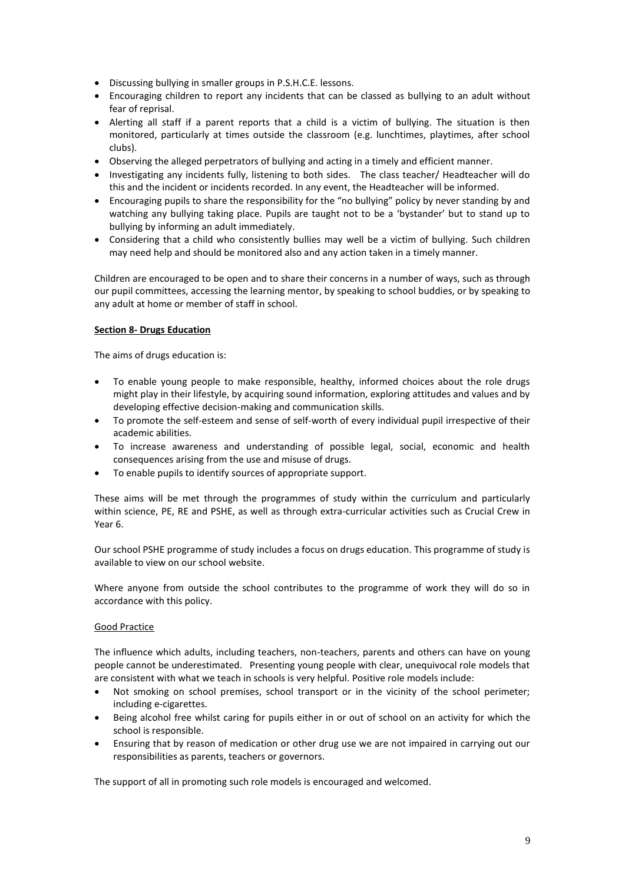- Discussing bullying in smaller groups in P.S.H.C.E. lessons.
- Encouraging children to report any incidents that can be classed as bullying to an adult without fear of reprisal.
- Alerting all staff if a parent reports that a child is a victim of bullying. The situation is then monitored, particularly at times outside the classroom (e.g. lunchtimes, playtimes, after school clubs).
- Observing the alleged perpetrators of bullying and acting in a timely and efficient manner.
- Investigating any incidents fully, listening to both sides. The class teacher/ Headteacher will do this and the incident or incidents recorded. In any event, the Headteacher will be informed.
- Encouraging pupils to share the responsibility for the "no bullying" policy by never standing by and watching any bullying taking place. Pupils are taught not to be a 'bystander' but to stand up to bullying by informing an adult immediately.
- Considering that a child who consistently bullies may well be a victim of bullying. Such children may need help and should be monitored also and any action taken in a timely manner.

Children are encouraged to be open and to share their concerns in a number of ways, such as through our pupil committees, accessing the learning mentor, by speaking to school buddies, or by speaking to any adult at home or member of staff in school.

## Section 8- Drugs Education

The aims of drugs education is:

- To enable young people to make responsible, healthy, informed choices about the role drugs might play in their lifestyle, by acquiring sound information, exploring attitudes and values and by developing effective decision-making and communication skills.
- To promote the self-esteem and sense of self-worth of every individual pupil irrespective of their academic abilities.
- To increase awareness and understanding of possible legal, social, economic and health consequences arising from the use and misuse of drugs.
- To enable pupils to identify sources of appropriate support.

These aims will be met through the programmes of study within the curriculum and particularly within science, PE, RE and PSHE, as well as through extra-curricular activities such as Crucial Crew in Year 6.

Our school PSHE programme of study includes a focus on drugs education. This programme of study is available to view on our school website.

Where anyone from outside the school contributes to the programme of work they will do so in accordance with this policy.

### Good Practice

The influence which adults, including teachers, non-teachers, parents and others can have on young people cannot be underestimated. Presenting young people with clear, unequivocal role models that are consistent with what we teach in schools is very helpful. Positive role models include:

- Not smoking on school premises, school transport or in the vicinity of the school perimeter; including e-cigarettes.
- Being alcohol free whilst caring for pupils either in or out of school on an activity for which the school is responsible.
- Ensuring that by reason of medication or other drug use we are not impaired in carrying out our responsibilities as parents, teachers or governors.

The support of all in promoting such role models is encouraged and welcomed.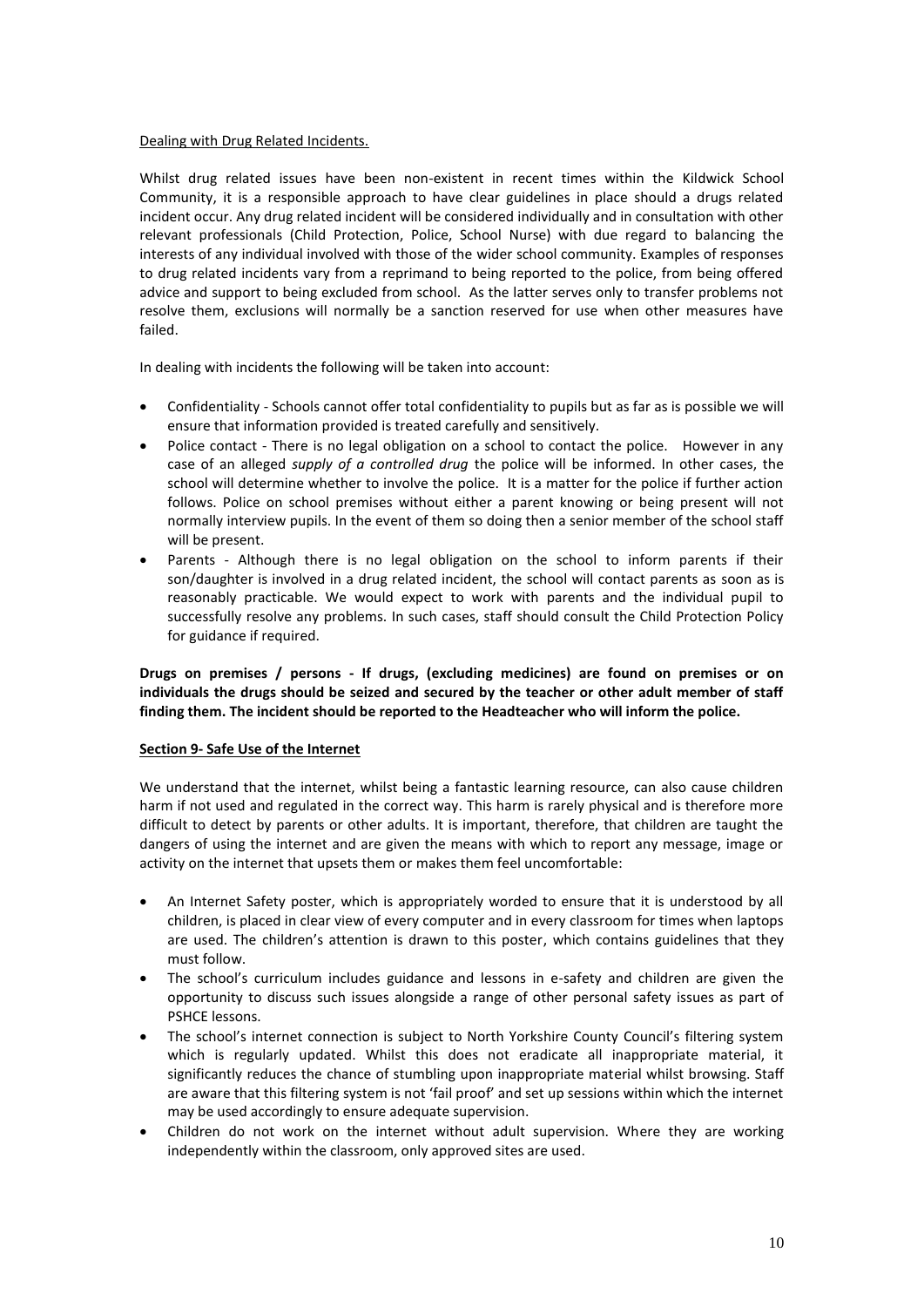Dealing with Drug Related Incidents.

Whilst drug related issues have been non-existent in recent times within the Kildwick School Community, it is a responsible approach to have clear guidelines in place should a drugs related incident occur. Any drug related incident will be considered individually and in consultation with other relevant professionals (Child Protection, Police, School Nurse) with due regard to balancing the interests of any individual involved with those of the wider school community. Examples of responses to drug related incidents vary from a reprimand to being reported to the police, from being offered advice and support to being excluded from school. As the latter serves only to transfer problems not resolve them, exclusions will normally be a sanction reserved for use when other measures have failed.

In dealing with incidents the following will be taken into account:

- Confidentiality - Schools cannot offer total confidentiality to pupils but as far as is possible we will ensure that information provided is treated carefully and sensitively.
- Police contact - There is no legal obligation on a school to contact the police. However in any case of an alleged *supply of a controlled drug* the police will be informed. In other cases, the school will determine whether to involve the police. It is a matter for the police if further action follows. Police on school premises without either a parent knowing or being present will not normally interview pupils. In the event of them so doing then a senior member of the school staff will be present.
- Parents - Although there is no legal obligation on the school to inform parents if their son/daughter is involved in a drug related incident, the school will contact parents as soon as is reasonably practicable. We would expect to work with parents and the individual pupil to successfully resolve any problems. In such cases, staff should consult the Child Protection Policy for guidance if required.

**Drugs on premises / persons - If drugs, (excluding medicines) are found on premises or on individuals the drugs should be seized and secured by the teacher or other adult member of staff finding them. The incident should be reported to the Headteacher who will inform the police.**

## Section 9- Safe Use of the Internet

We understand that the internet, whilst being a fantastic learning resource, can also cause children harm if not used and regulated in the correct way. This harm is rarely physical and is therefore more difficult to detect by parents or other adults. It is important, therefore, that children are taught the dangers of using the internet and are given the means with which to report any message, image or activity on the internet that upsets them or makes them feel uncomfortable:

- An Internet Safety poster, which is appropriately worded to ensure that it is understood by all children, is placed in clear view of every computer and in every classroom for times when laptops are used. The children's attention is drawn to this poster, which contains guidelines that they must follow.
- The school's curriculum includes guidance and lessons in e-safety and children are given the opportunity to discuss such issues alongside a range of other personal safety issues as part of PSHCE lessons.
- The school's internet connection is subject to North Yorkshire County Council's filtering system which is regularly updated. Whilst this does not eradicate all inappropriate material, it significantly reduces the chance of stumbling upon inappropriate material whilst browsing. Staff are aware that this filtering system is not 'fail proof' and set up sessions within which the internet may be used accordingly to ensure adequate supervision.
- Children do not work on the internet without adult supervision. Where they are working independently within the classroom, only approved sites are used.